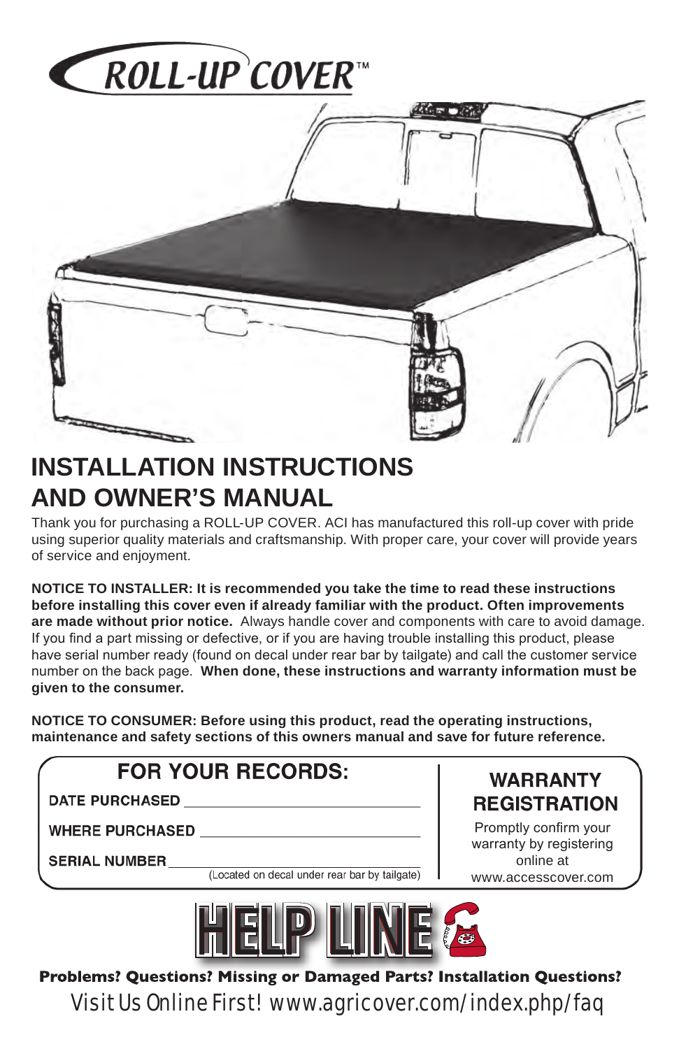ROLL-UP COVER™

# INSTALLATION INSTRUCTIONS AND OWNER'S MANUAL

Thank you for purchasing a ROLL-UP COVER. ACI has manufactured this roll-up cover with pride using superior quality materials and craftsmanship. With proper care, your cover will provide years of service and enjoyment.

**NOTICE TO INSTALLER: It is recommended you take the time to read these instructions before installing this cover even if already familiar with the product. Often improvements are made without prior notice.** Always handle cover and components with care to avoid damage. If you find a part missing or defective, or if you are having trouble installing this product, please have serial number ready (found on decal under rear bar by tailgate) and call the customer service number on the back page. **When done, these instructions and warranty information must be given to the consumer.**

**NOTICE TO CONSUMER: Before using this product, read the operating instructions, maintenance and safety sections of this owners manual and save for future reference.**

## FOR YOUR RECORDS:

DATE PURCHASED ______________________________

WHERE PURCHASED ______________________________

SERIAL NUMBER ______________________________
(Located on decal under rear bar by tailgate)

## WARRANTY REGISTRATION

Promptly confirm your warranty by registering online at www.accesscover.com

## HELP LINE

**Problems? Questions? Missing or Damaged Parts? Installation Questions?**

Visit Us Online First! www.agricover.com/index.php/faq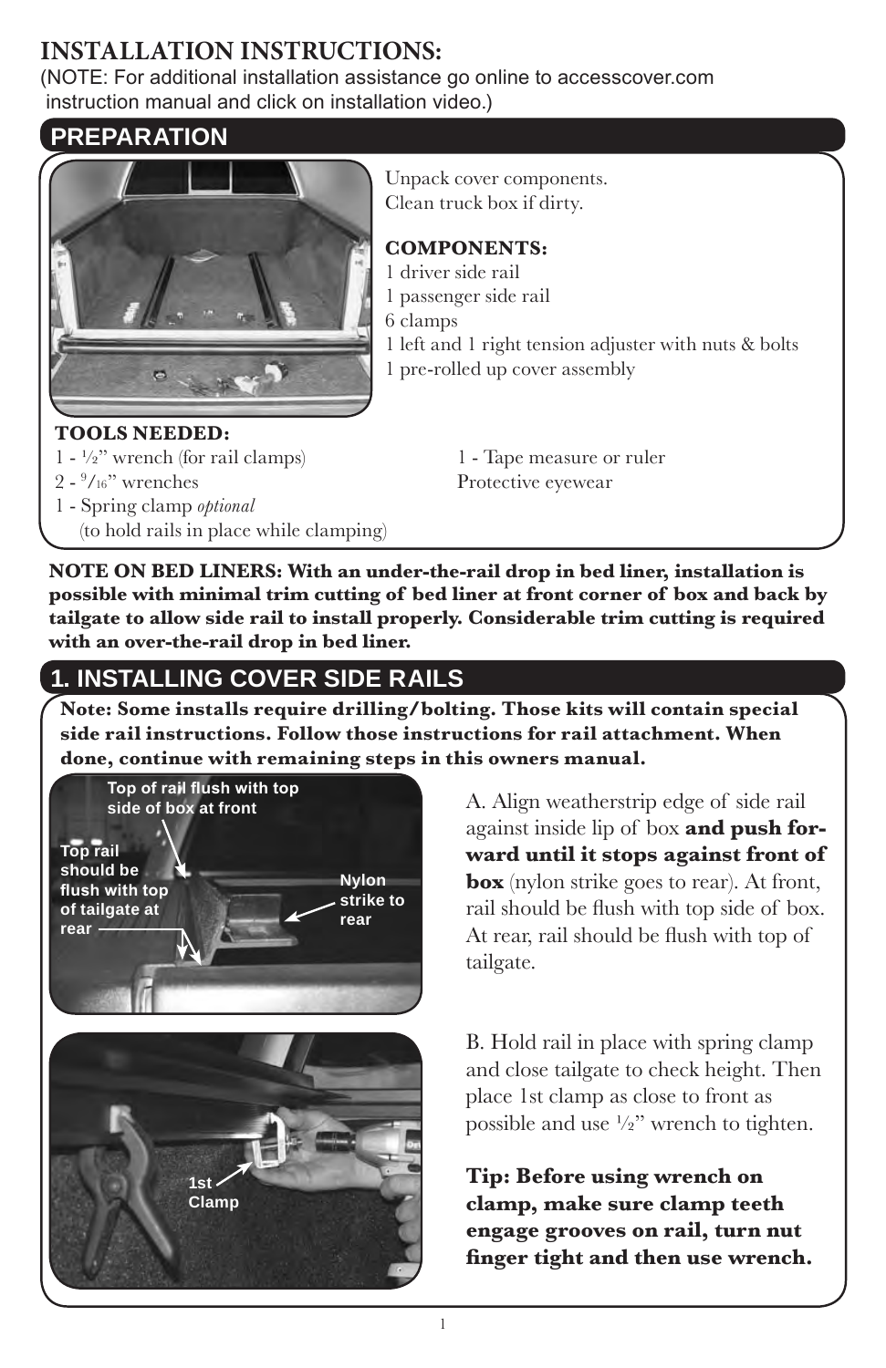# INSTALLATION INSTRUCTIONS:

(NOTE: For additional installation assistance go online to accesscover.com instruction manual and click on installation video.)

## PREPARATION

Unpack cover components.
Clean truck box if dirty.

**COMPONENTS:**

1 driver side rail
1 passenger side rail
6 clamps
1 left and 1 right tension adjuster with nuts & bolts
1 pre-rolled up cover assembly

**TOOLS NEEDED:**

1 - ½" wrench (for rail clamps)
2 - 9/16" wrenches
1 - Spring clamp *optional* (to hold rails in place while clamping)
1 - Tape measure or ruler
Protective eyewear

**NOTE ON BED LINERS: With an under-the-rail drop in bed liner, installation is possible with minimal trim cutting of bed liner at front corner of box and back by tailgate to allow side rail to install properly. Considerable trim cutting is required with an over-the-rail drop in bed liner.**

## 1. INSTALLING COVER SIDE RAILS

**Note: Some installs require drilling/bolting. Those kits will contain special side rail instructions. Follow those instructions for rail attachment. When done, continue with remaining steps in this owners manual.**

Top of rail flush with top side of box at front

Top rail should be flush with top of tailgate at rear

Nylon strike to rear

A. Align weatherstrip edge of side rail against inside lip of box **and push forward until it stops against front of box** (nylon strike goes to rear). At front, rail should be flush with top side of box. At rear, rail should be flush with top of tailgate.

1st Clamp

B. Hold rail in place with spring clamp and close tailgate to check height. Then place 1st clamp as close to front as possible and use ½" wrench to tighten.

**Tip: Before using wrench on clamp, make sure clamp teeth engage grooves on rail, turn nut finger tight and then use wrench.**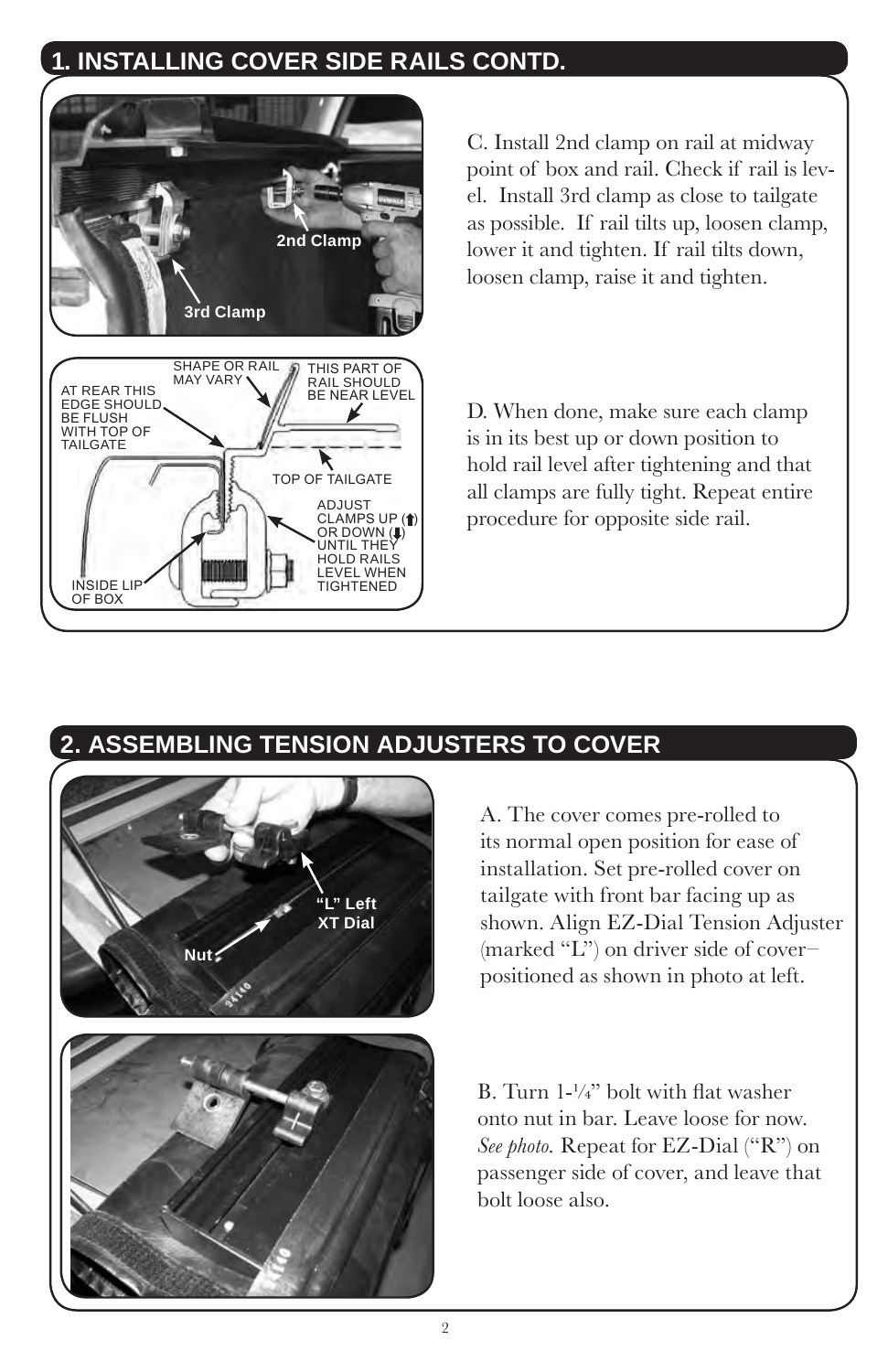## 1. INSTALLING COVER SIDE RAILS CONTD.

2nd Clamp

3rd Clamp

C. Install 2nd clamp on rail at midway point of box and rail. Check if rail is level. Install 3rd clamp as close to tailgate as possible. If rail tilts up, loosen clamp, lower it and tighten. If rail tilts down, loosen clamp, raise it and tighten.

SHAPE OR RAIL MAY VARY

THIS PART OF RAIL SHOULD BE NEAR LEVEL

AT REAR THIS EDGE SHOULD BE FLUSH WITH TOP OF TAILGATE

TOP OF TAILGATE

ADJUST CLAMPS UP (⬆) OR DOWN (⬇) UNTIL THEY HOLD RAILS LEVEL WHEN TIGHTENED

INSIDE LIP OF BOX

D. When done, make sure each clamp is in its best up or down position to hold rail level after tightening and that all clamps are fully tight. Repeat entire procedure for opposite side rail.

## 2. ASSEMBLING TENSION ADJUSTERS TO COVER

"L" Left XT Dial

Nut

A. The cover comes pre-rolled to its normal open position for ease of installation. Set pre-rolled cover on tailgate with front bar facing up as shown. Align EZ-Dial Tension Adjuster (marked "L") on driver side of cover– positioned as shown in photo at left.

B. Turn 1-¼" bolt with flat washer onto nut in bar. Leave loose for now. *See photo.* Repeat for EZ-Dial ("R") on passenger side of cover, and leave that bolt loose also.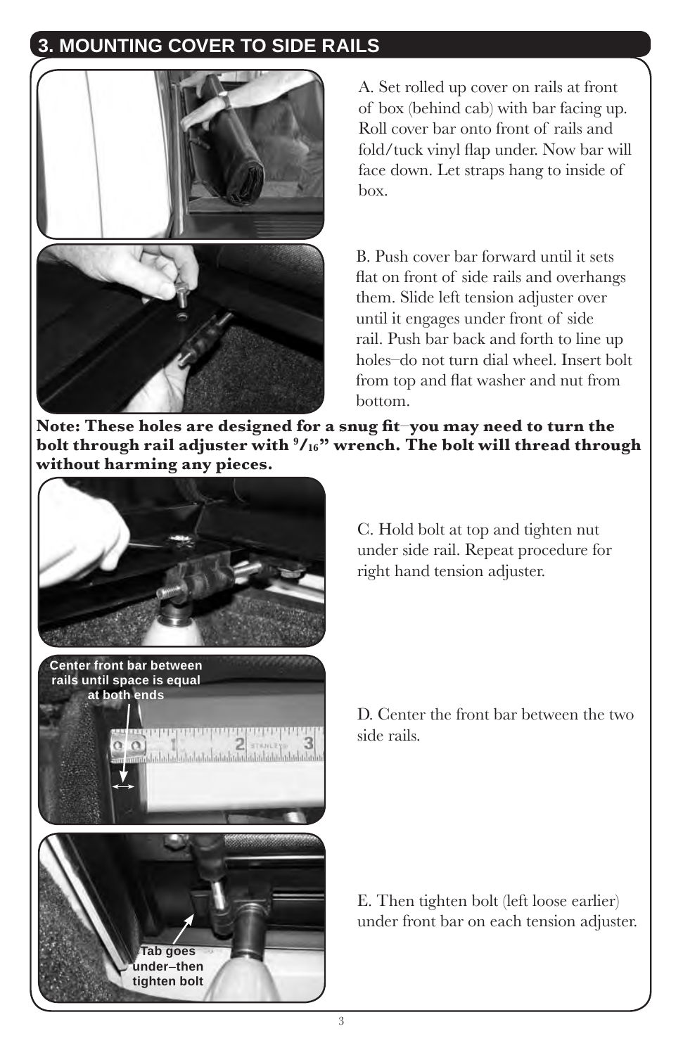## 3. MOUNTING COVER TO SIDE RAILS

A. Set rolled up cover on rails at front of box (behind cab) with bar facing up. Roll cover bar onto front of rails and fold/tuck vinyl flap under. Now bar will face down. Let straps hang to inside of box.

B. Push cover bar forward until it sets flat on front of side rails and overhangs them. Slide left tension adjuster over until it engages under front of side rail. Push bar back and forth to line up holes–do not turn dial wheel. Insert bolt from top and flat washer and nut from bottom.

**Note: These holes are designed for a snug fit–you may need to turn the bolt through rail adjuster with 9/16" wrench. The bolt will thread through without harming any pieces.**

C. Hold bolt at top and tighten nut under side rail. Repeat procedure for right hand tension adjuster.

Center front bar between rails until space is equal at both ends

D. Center the front bar between the two side rails.

Tab goes under–then tighten bolt

E. Then tighten bolt (left loose earlier) under front bar on each tension adjuster.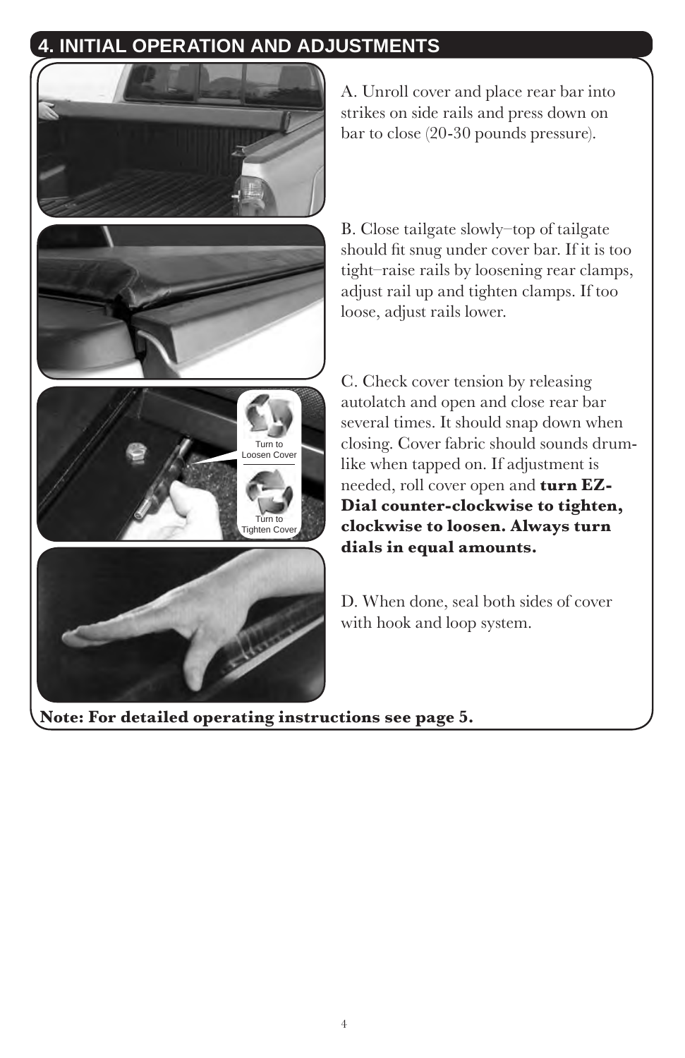## 4. INITIAL OPERATION AND ADJUSTMENTS

Turn to Loosen Cover

Turn to Tighten Cover

A. Unroll cover and place rear bar into strikes on side rails and press down on bar to close (20-30 pounds pressure).

B. Close tailgate slowly–top of tailgate should fit snug under cover bar. If it is too tight–raise rails by loosening rear clamps, adjust rail up and tighten clamps. If too loose, adjust rails lower.

C. Check cover tension by releasing autolatch and open and close rear bar several times. It should snap down when closing. Cover fabric should sounds drum-like when tapped on. If adjustment is needed, roll cover open and **turn EZ-Dial counter-clockwise to tighten, clockwise to loosen. Always turn dials in equal amounts.**

D. When done, seal both sides of cover with hook and loop system.

**Note: For detailed operating instructions see page 5.**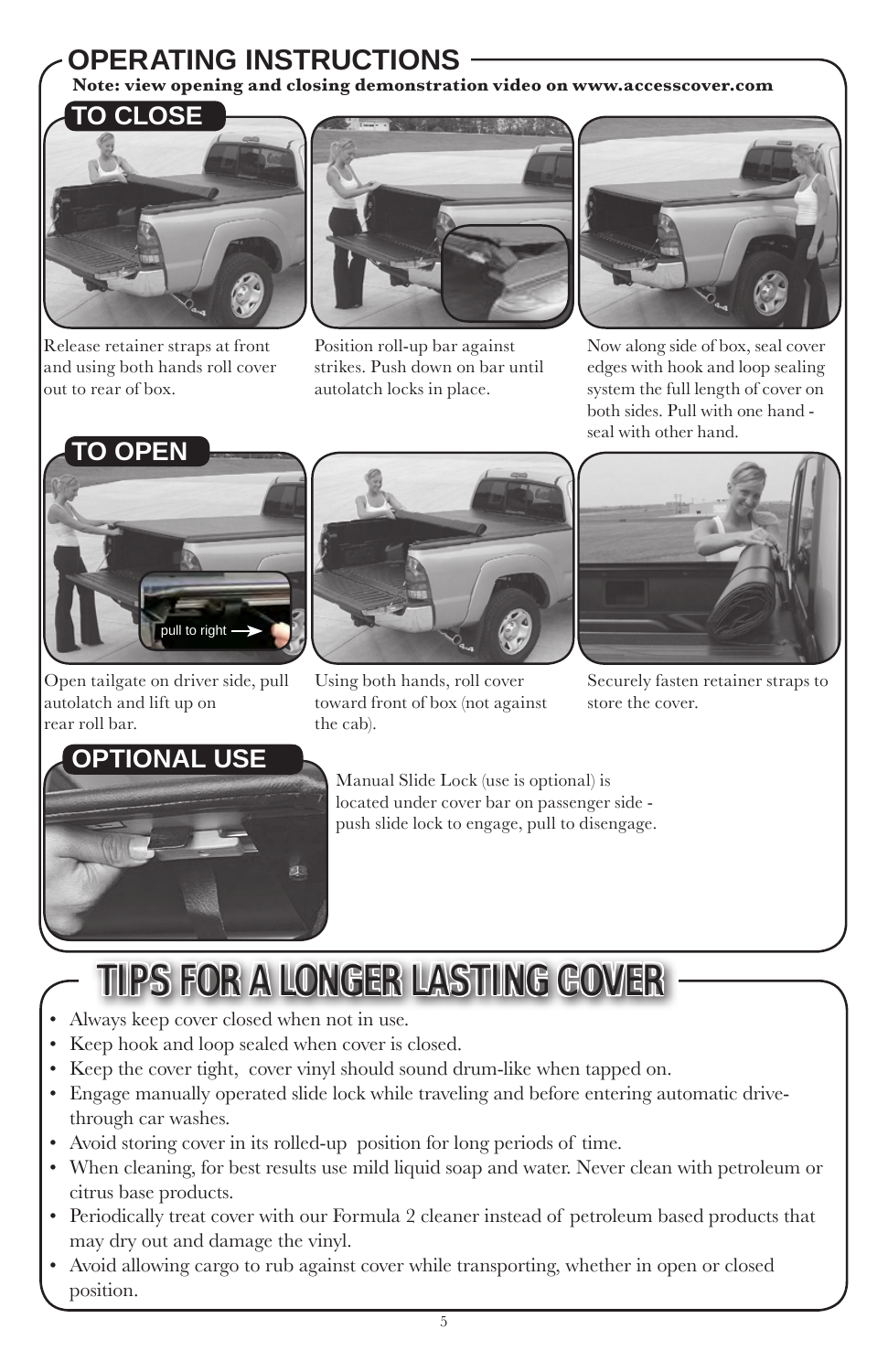# OPERATING INSTRUCTIONS

**Note: view opening and closing demonstration video on www.accesscover.com**

## TO CLOSE

Release retainer straps at front and using both hands roll cover out to rear of box.

Position roll-up bar against strikes. Push down on bar until autolatch locks in place.

Now along side of box, seal cover edges with hook and loop sealing system the full length of cover on both sides. Pull with one hand - seal with other hand.

## TO OPEN

pull to right

Open tailgate on driver side, pull autolatch and lift up on rear roll bar.

Using both hands, roll cover toward front of box (not against the cab).

Securely fasten retainer straps to store the cover.

## OPTIONAL USE

Manual Slide Lock (use is optional) is located under cover bar on passenger side - push slide lock to engage, pull to disengage.

# TIPS FOR A LONGER LASTING COVER

- Always keep cover closed when not in use.
- Keep hook and loop sealed when cover is closed.
- Keep the cover tight, cover vinyl should sound drum-like when tapped on.
- Engage manually operated slide lock while traveling and before entering automatic drive-through car washes.
- Avoid storing cover in its rolled-up position for long periods of time.
- When cleaning, for best results use mild liquid soap and water. Never clean with petroleum or citrus base products.
- Periodically treat cover with our Formula 2 cleaner instead of petroleum based products that may dry out and damage the vinyl.
- Avoid allowing cargo to rub against cover while transporting, whether in open or closed position.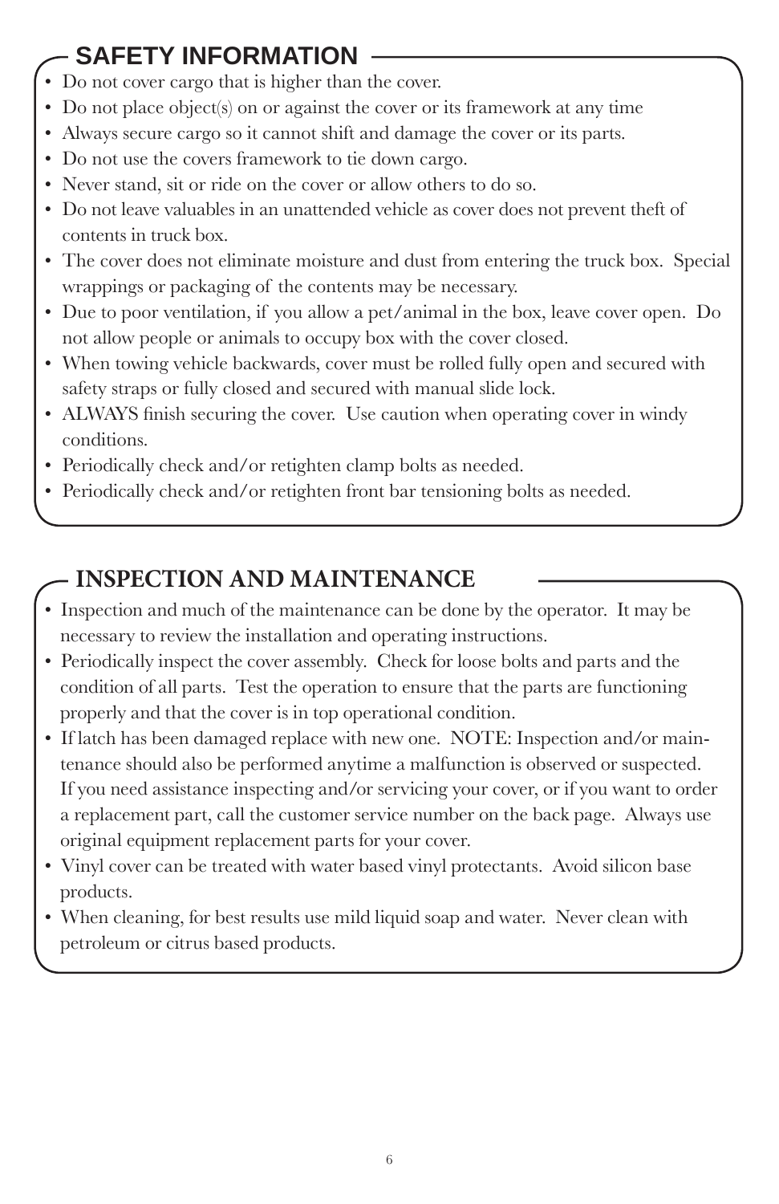## SAFETY INFORMATION

- Do not cover cargo that is higher than the cover.
- Do not place object(s) on or against the cover or its framework at any time
- Always secure cargo so it cannot shift and damage the cover or its parts.
- Do not use the covers framework to tie down cargo.
- Never stand, sit or ride on the cover or allow others to do so.
- Do not leave valuables in an unattended vehicle as cover does not prevent theft of contents in truck box.
- The cover does not eliminate moisture and dust from entering the truck box. Special wrappings or packaging of the contents may be necessary.
- Due to poor ventilation, if you allow a pet/animal in the box, leave cover open. Do not allow people or animals to occupy box with the cover closed.
- When towing vehicle backwards, cover must be rolled fully open and secured with safety straps or fully closed and secured with manual slide lock.
- ALWAYS finish securing the cover. Use caution when operating cover in windy conditions.
- Periodically check and/or retighten clamp bolts as needed.
- Periodically check and/or retighten front bar tensioning bolts as needed.

## INSPECTION AND MAINTENANCE

- Inspection and much of the maintenance can be done by the operator. It may be necessary to review the installation and operating instructions.
- Periodically inspect the cover assembly. Check for loose bolts and parts and the condition of all parts. Test the operation to ensure that the parts are functioning properly and that the cover is in top operational condition.
- If latch has been damaged replace with new one. NOTE: Inspection and/or maintenance should also be performed anytime a malfunction is observed or suspected. If you need assistance inspecting and/or servicing your cover, or if you want to order a replacement part, call the customer service number on the back page. Always use original equipment replacement parts for your cover.
- Vinyl cover can be treated with water based vinyl protectants. Avoid silicon base products.
- When cleaning, for best results use mild liquid soap and water. Never clean with petroleum or citrus based products.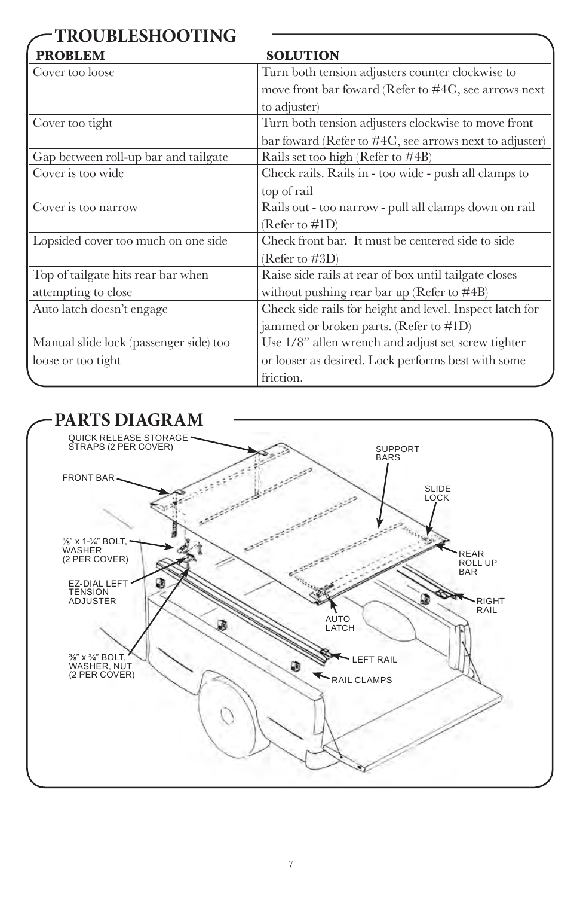# TROUBLESHOOTING

| PROBLEM | SOLUTION |
|---|---|
| Cover too loose | Turn both tension adjusters counter clockwise to move front bar foward (Refer to #4C, see arrows next to adjuster) |
| Cover too tight | Turn both tension adjusters clockwise to move front bar foward (Refer to #4C, see arrows next to adjuster) |
| Gap between roll-up bar and tailgate | Rails set too high (Refer to #4B) |
| Cover is too wide | Check rails. Rails in - too wide - push all clamps to top of rail |
| Cover is too narrow | Rails out - too narrow - pull all clamps down on rail (Refer to #1D) |
| Lopsided cover too much on one side | Check front bar. It must be centered side to side (Refer to #3D) |
| Top of tailgate hits rear bar when attempting to close | Raise side rails at rear of box until tailgate closes without pushing rear bar up (Refer to #4B) |
| Auto latch doesn't engage | Check side rails for height and level. Inspect latch for jammed or broken parts. (Refer to #1D) |
| Manual slide lock (passenger side) too loose or too tight | Use 1/8" allen wrench and adjust set screw tighter or looser as desired. Lock performs best with some friction. |

# PARTS DIAGRAM

QUICK RELEASE STORAGE STRAPS (2 PER COVER)

SUPPORT BARS

FRONT BAR

SLIDE LOCK

⅜" x 1-¼" BOLT, WASHER (2 PER COVER)

REAR ROLL UP BAR

EZ-DIAL LEFT TENSION ADJUSTER

RIGHT RAIL

AUTO LATCH

⅜" x ¾" BOLT, WASHER, NUT (2 PER COVER)

LEFT RAIL

RAIL CLAMPS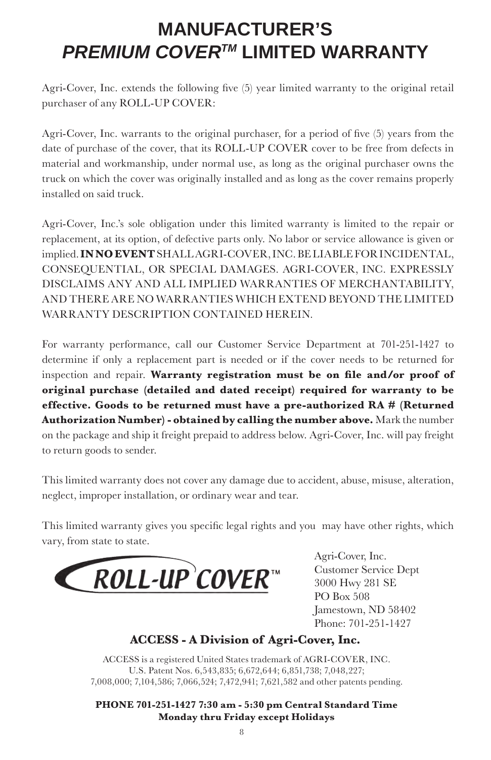# MANUFACTURER'S *PREMIUM COVER*™ LIMITED WARRANTY

Agri-Cover, Inc. extends the following five (5) year limited warranty to the original retail purchaser of any ROLL-UP COVER:

Agri-Cover, Inc. warrants to the original purchaser, for a period of five (5) years from the date of purchase of the cover, that its ROLL-UP COVER cover to be free from defects in material and workmanship, under normal use, as long as the original purchaser owns the truck on which the cover was originally installed and as long as the cover remains properly installed on said truck.

Agri-Cover, Inc.'s sole obligation under this limited warranty is limited to the repair or replacement, at its option, of defective parts only. No labor or service allowance is given or implied. **IN NO EVENT** SHALL AGRI-COVER, INC. BE LIABLE FOR INCIDENTAL, CONSEQUENTIAL, OR SPECIAL DAMAGES. AGRI-COVER, INC. EXPRESSLY DISCLAIMS ANY AND ALL IMPLIED WARRANTIES OF MERCHANTABILITY, AND THERE ARE NO WARRANTIES WHICH EXTEND BEYOND THE LIMITED WARRANTY DESCRIPTION CONTAINED HEREIN.

For warranty performance, call our Customer Service Department at 701-251-1427 to determine if only a replacement part is needed or if the cover needs to be returned for inspection and repair. **Warranty registration must be on file and/or proof of original purchase (detailed and dated receipt) required for warranty to be effective. Goods to be returned must have a pre-authorized RA # (Returned Authorization Number) - obtained by calling the number above.** Mark the number on the package and ship it freight prepaid to address below. Agri-Cover, Inc. will pay freight to return goods to sender.

This limited warranty does not cover any damage due to accident, abuse, misuse, alteration, neglect, improper installation, or ordinary wear and tear.

This limited warranty gives you specific legal rights and you may have other rights, which vary, from state to state.

ROLL-UP COVER™

Agri-Cover, Inc.
Customer Service Dept
3000 Hwy 281 SE
PO Box 508
Jamestown, ND 58402
Phone: 701-251-1427

**ACCESS - A Division of Agri-Cover, Inc.**

ACCESS is a registered United States trademark of AGRI-COVER, INC.
U.S. Patent Nos. 6,543,835; 6,672,644; 6,851,738; 7,048,227;
7,008,000; 7,104,586; 7,066,524; 7,472,941; 7,621,582 and other patents pending.

**PHONE 701-251-1427 7:30 am - 5:30 pm Central Standard Time**
**Monday thru Friday except Holidays**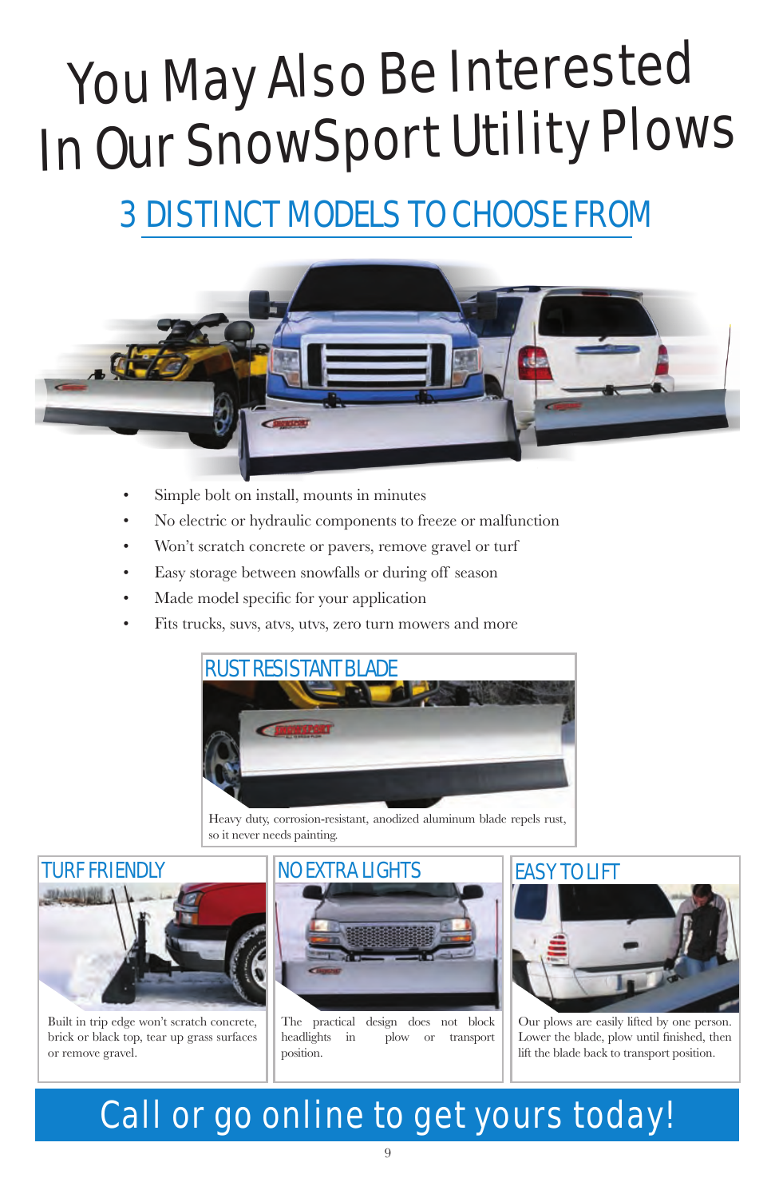# You May Also Be Interested In Our SnowSport Utility Plows

## 3 DISTINCT MODELS TO CHOOSE FROM

- Simple bolt on install, mounts in minutes
- No electric or hydraulic components to freeze or malfunction
- Won't scratch concrete or pavers, remove gravel or turf
- Easy storage between snowfalls or during off season
- Made model specific for your application
- Fits trucks, suvs, atvs, utvs, zero turn mowers and more

### RUST RESISTANT BLADE

Heavy duty, corrosion-resistant, anodized aluminum blade repels rust, so it never needs painting.

### TURF FRIENDLY

Built in trip edge won't scratch concrete, brick or black top, tear up grass surfaces or remove gravel.

### NO EXTRA LIGHTS

The practical design does not block headlights in plow or transport position.

### EASY TO LIFT

Our plows are easily lifted by one person. Lower the blade, plow until finished, then lift the blade back to transport position.

## Call or go online to get yours today!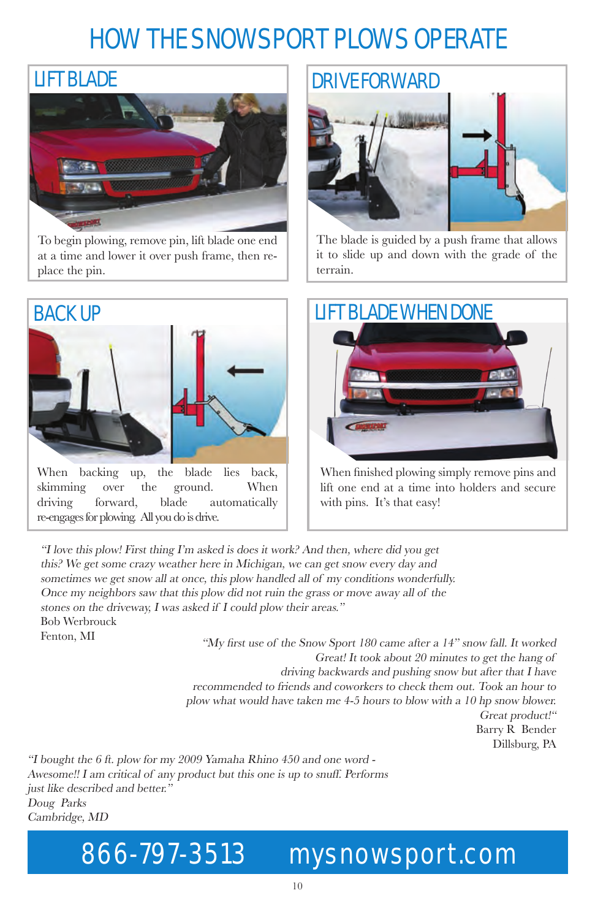# HOW THE SNOWSPORT PLOWS OPERATE

## LIFT BLADE

To begin plowing, remove pin, lift blade one end at a time and lower it over push frame, then replace the pin.

## DRIVE FORWARD

The blade is guided by a push frame that allows it to slide up and down with the grade of the terrain.

## BACK UP

When backing up, the blade lies back, skimming over the ground. When driving forward, blade automatically re-engages for plowing. All you do is drive.

## LIFT BLADE WHEN DONE

When finished plowing simply remove pins and lift one end at a time into holders and secure with pins. It's that easy!

*"I love this plow! First thing I'm asked is does it work? And then, where did you get this? We get some crazy weather here in Michigan, we can get snow every day and sometimes we get snow all at once, this plow handled all of my conditions wonderfully. Once my neighbors saw that this plow did not ruin the grass or move away all of the stones on the driveway, I was asked if I could plow their areas."*

Bob Werbrouck
Fenton, MI

*"My first use of the Snow Sport 180 came after a 14" snow fall. It worked Great! It took about 20 minutes to get the hang of driving backwards and pushing snow but after that I have recommended to friends and coworkers to check them out. Took an hour to plow what would have taken me 4-5 hours to blow with a 10 hp snow blower. Great product!"*

Barry R Bender
Dillsburg, PA

*"I bought the 6 ft. plow for my 2009 Yamaha Rhino 450 and one word - Awesome!! I am critical of any product but this one is up to snuff. Performs just like described and better."*

*Doug Parks*
*Cambridge, MD*

866-797-3513 mysnowsport.com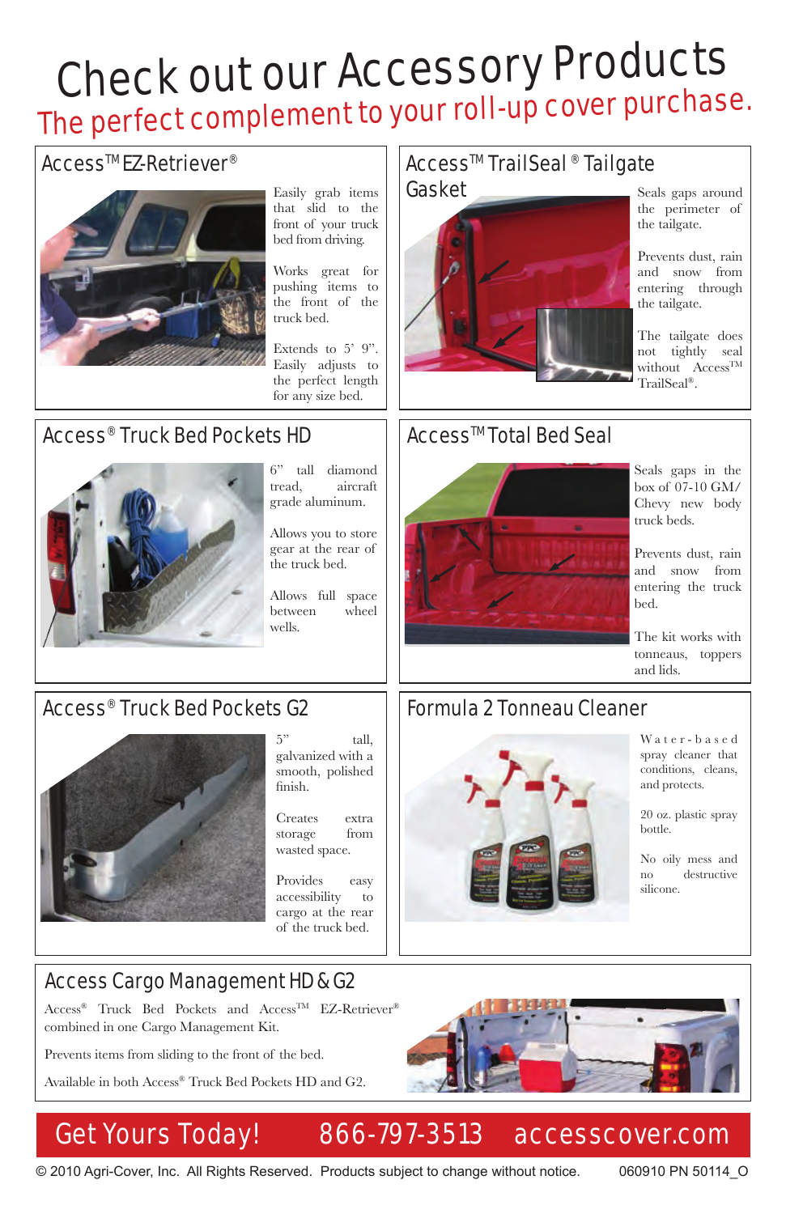# Check out our Accessory Products

## The perfect complement to your roll-up cover purchase.

### Access™ EZ-Retriever®

Easily grab items that slid to the front of your truck bed from driving.

Works great for pushing items to the front of the truck bed.

Extends to 5' 9". Easily adjusts to the perfect length for any size bed.

### Access™ TrailSeal® Tailgate Gasket

Seals gaps around the perimeter of the tailgate.

Prevents dust, rain and snow from entering through the tailgate.

The tailgate does not tightly seal without Access™ TrailSeal®.

### Access® Truck Bed Pockets HD

6" tall diamond tread, aircraft grade aluminum.

Allows you to store gear at the rear of the truck bed.

Allows full space between wheel wells.

### Access™ Total Bed Seal

Seals gaps in the box of 07-10 GM/ Chevy new body truck beds.

Prevents dust, rain and snow from entering the truck bed.

The kit works with tonneaus, toppers and lids.

### Access® Truck Bed Pockets G2

5" tall, galvanized with a smooth, polished finish.

Creates extra storage from wasted space.

Provides easy accessibility to cargo at the rear of the truck bed.

### Formula 2 Tonneau Cleaner

Water-based spray cleaner that conditions, cleans, and protects.

20 oz. plastic spray bottle.

No oily mess and no destructive silicone.

### Access Cargo Management HD & G2

Access® Truck Bed Pockets and Access™ EZ-Retriever® combined in one Cargo Management Kit.

Prevents items from sliding to the front of the bed.

Available in both Access® Truck Bed Pockets HD and G2.

**Get Yours Today! 866-797-3513 accesscover.com**

© 2010 Agri-Cover, Inc. All Rights Reserved. Products subject to change without notice. 060910 PN 50114_O